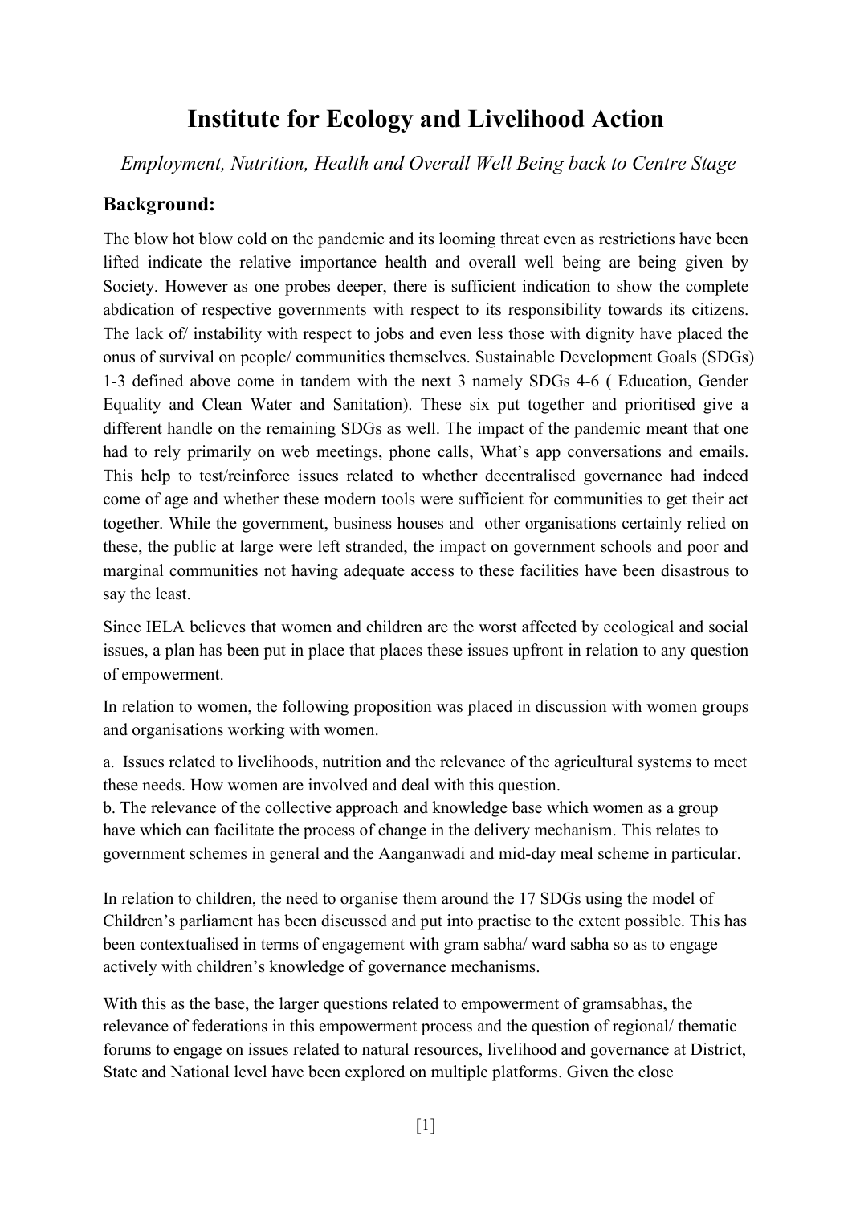# Institute for Ecology and Livelihood Action

*Employment, Nutrition, Health and Overall Well Being back to Centre Stage*

## Background:

The blow hot blow cold on the pandemic and its looming threat even as restrictions have been lifted indicate the relative importance health and overall well being are being given by Society. However as one probes deeper, there is sufficient indication to show the complete abdication of respective governments with respect to its responsibility towards its citizens. The lack of/ instability with respect to jobs and even less those with dignity have placed the onus of survival on people/ communities themselves. Sustainable Development Goals (SDGs) 1-3 defined above come in tandem with the next 3 namely SDGs 4-6 ( Education, Gender Equality and Clean Water and Sanitation). These six put together and prioritised give a different handle on the remaining SDGs as well. The impact of the pandemic meant that one had to rely primarily on web meetings, phone calls, What's app conversations and emails. This help to test/reinforce issues related to whether decentralised governance had indeed come of age and whether these modern tools were sufficient for communities to get their act together. While the government, business houses and other organisations certainly relied on these, the public at large were left stranded, the impact on government schools and poor and marginal communities not having adequate access to these facilities have been disastrous to say the least.

Since IELA believes that women and children are the worst affected by ecological and social issues, a plan has been put in place that places these issues upfront in relation to any question of empowerment.

In relation to women, the following proposition was placed in discussion with women groups and organisations working with women.

a. Issues related to livelihoods, nutrition and the relevance of the agricultural systems to meet these needs. How women are involved and deal with this question.
b. The relevance of the collective approach and knowledge base which women as a group have which can facilitate the process of change in the delivery mechanism. This relates to government schemes in general and the Aanganwadi and mid-day meal scheme in particular.

In relation to children, the need to organise them around the 17 SDGs using the model of Children's parliament has been discussed and put into practise to the extent possible. This has been contextualised in terms of engagement with gram sabha/ ward sabha so as to engage actively with children's knowledge of governance mechanisms.

With this as the base, the larger questions related to empowerment of gramsabhas, the relevance of federations in this empowerment process and the question of regional/ thematic forums to engage on issues related to natural resources, livelihood and governance at District, State and National level have been explored on multiple platforms. Given the close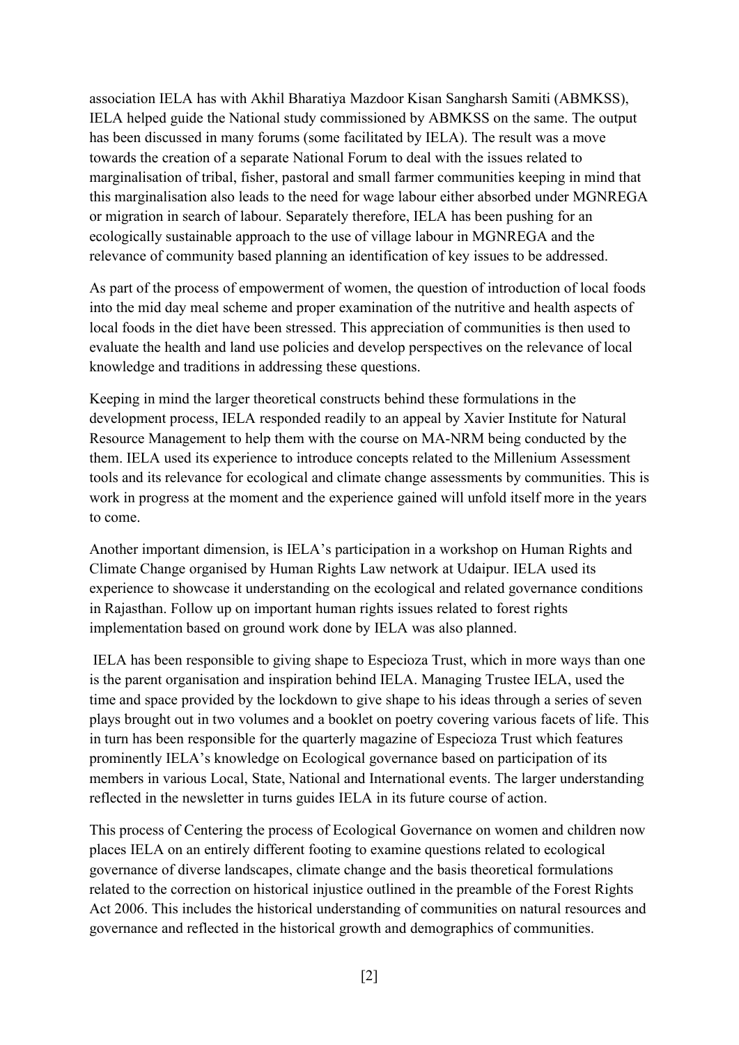association IELA has with Akhil Bharatiya Mazdoor Kisan Sangharsh Samiti (ABMKSS), IELA helped guide the National study commissioned by ABMKSS on the same. The output has been discussed in many forums (some facilitated by IELA). The result was a move towards the creation of a separate National Forum to deal with the issues related to marginalisation of tribal, fisher, pastoral and small farmer communities keeping in mind that this marginalisation also leads to the need for wage labour either absorbed under MGNREGA or migration in search of labour. Separately therefore, IELA has been pushing for an ecologically sustainable approach to the use of village labour in MGNREGA and the relevance of community based planning an identification of key issues to be addressed.

As part of the process of empowerment of women, the question of introduction of local foods into the mid day meal scheme and proper examination of the nutritive and health aspects of local foods in the diet have been stressed. This appreciation of communities is then used to evaluate the health and land use policies and develop perspectives on the relevance of local knowledge and traditions in addressing these questions.

Keeping in mind the larger theoretical constructs behind these formulations in the development process, IELA responded readily to an appeal by Xavier Institute for Natural Resource Management to help them with the course on MA-NRM being conducted by the them. IELA used its experience to introduce concepts related to the Millenium Assessment tools and its relevance for ecological and climate change assessments by communities. This is work in progress at the moment and the experience gained will unfold itself more in the years to come.

Another important dimension, is IELA's participation in a workshop on Human Rights and Climate Change organised by Human Rights Law network at Udaipur. IELA used its experience to showcase it understanding on the ecological and related governance conditions in Rajasthan. Follow up on important human rights issues related to forest rights implementation based on ground work done by IELA was also planned.

IELA has been responsible to giving shape to Especioza Trust, which in more ways than one is the parent organisation and inspiration behind IELA. Managing Trustee IELA, used the time and space provided by the lockdown to give shape to his ideas through a series of seven plays brought out in two volumes and a booklet on poetry covering various facets of life. This in turn has been responsible for the quarterly magazine of Especioza Trust which features prominently IELA's knowledge on Ecological governance based on participation of its members in various Local, State, National and International events. The larger understanding reflected in the newsletter in turns guides IELA in its future course of action.

This process of Centering the process of Ecological Governance on women and children now places IELA on an entirely different footing to examine questions related to ecological governance of diverse landscapes, climate change and the basis theoretical formulations related to the correction on historical injustice outlined in the preamble of the Forest Rights Act 2006. This includes the historical understanding of communities on natural resources and governance and reflected in the historical growth and demographics of communities.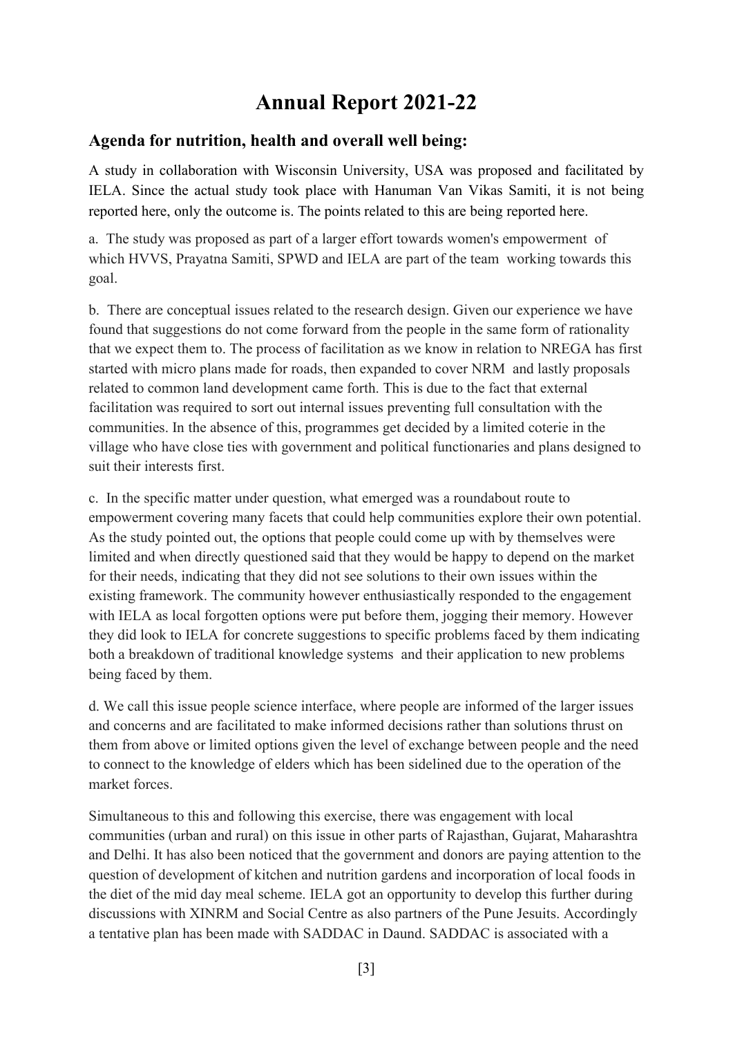# Annual Report 2021-22

## Agenda for nutrition, health and overall well being:

A study in collaboration with Wisconsin University, USA was proposed and facilitated by IELA. Since the actual study took place with Hanuman Van Vikas Samiti, it is not being reported here, only the outcome is. The points related to this are being reported here.

a. The study was proposed as part of a larger effort towards women's empowerment of which HVVS, Prayatna Samiti, SPWD and IELA are part of the team working towards this goal.

b. There are conceptual issues related to the research design. Given our experience we have found that suggestions do not come forward from the people in the same form of rationality that we expect them to. The process of facilitation as we know in relation to NREGA has first started with micro plans made for roads, then expanded to cover NRM and lastly proposals related to common land development came forth. This is due to the fact that external facilitation was required to sort out internal issues preventing full consultation with the communities. In the absence of this, programmes get decided by a limited coterie in the village who have close ties with government and political functionaries and plans designed to suit their interests first.

c. In the specific matter under question, what emerged was a roundabout route to empowerment covering many facets that could help communities explore their own potential. As the study pointed out, the options that people could come up with by themselves were limited and when directly questioned said that they would be happy to depend on the market for their needs, indicating that they did not see solutions to their own issues within the existing framework. The community however enthusiastically responded to the engagement with IELA as local forgotten options were put before them, jogging their memory. However they did look to IELA for concrete suggestions to specific problems faced by them indicating both a breakdown of traditional knowledge systems and their application to new problems being faced by them.

d. We call this issue people science interface, where people are informed of the larger issues and concerns and are facilitated to make informed decisions rather than solutions thrust on them from above or limited options given the level of exchange between people and the need to connect to the knowledge of elders which has been sidelined due to the operation of the market forces.

Simultaneous to this and following this exercise, there was engagement with local communities (urban and rural) on this issue in other parts of Rajasthan, Gujarat, Maharashtra and Delhi. It has also been noticed that the government and donors are paying attention to the question of development of kitchen and nutrition gardens and incorporation of local foods in the diet of the mid day meal scheme. IELA got an opportunity to develop this further during discussions with XINRM and Social Centre as also partners of the Pune Jesuits. Accordingly a tentative plan has been made with SADDAC in Daund. SADDAC is associated with a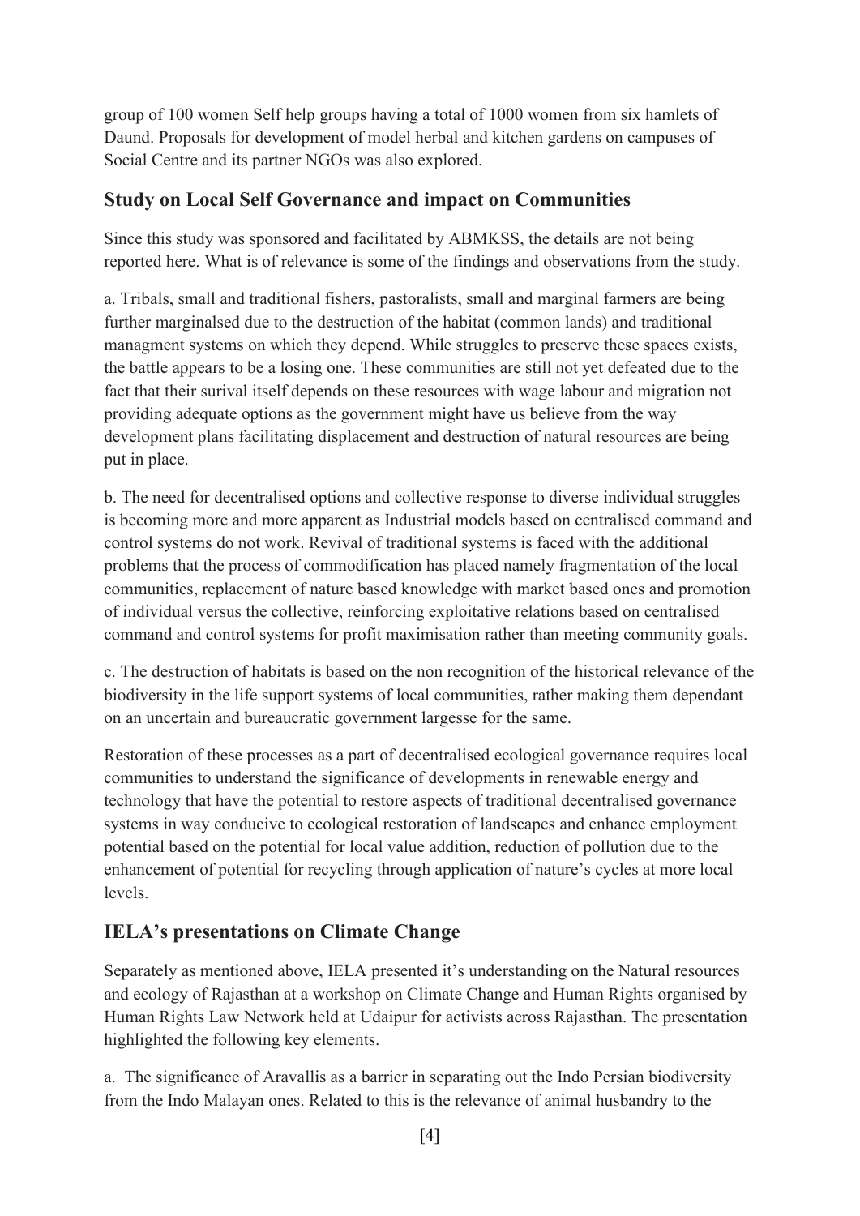group of 100 women Self help groups having a total of 1000 women from six hamlets of Daund. Proposals for development of model herbal and kitchen gardens on campuses of Social Centre and its partner NGOs was also explored.

## Study on Local Self Governance and impact on Communities

Since this study was sponsored and facilitated by ABMKSS, the details are not being reported here. What is of relevance is some of the findings and observations from the study.

a. Tribals, small and traditional fishers, pastoralists, small and marginal farmers are being further marginalsed due to the destruction of the habitat (common lands) and traditional managment systems on which they depend. While struggles to preserve these spaces exists, the battle appears to be a losing one. These communities are still not yet defeated due to the fact that their surival itself depends on these resources with wage labour and migration not providing adequate options as the government might have us believe from the way development plans facilitating displacement and destruction of natural resources are being put in place.

b. The need for decentralised options and collective response to diverse individual struggles is becoming more and more apparent as Industrial models based on centralised command and control systems do not work. Revival of traditional systems is faced with the additional problems that the process of commodification has placed namely fragmentation of the local communities, replacement of nature based knowledge with market based ones and promotion of individual versus the collective, reinforcing exploitative relations based on centralised command and control systems for profit maximisation rather than meeting community goals.

c. The destruction of habitats is based on the non recognition of the historical relevance of the biodiversity in the life support systems of local communities, rather making them dependant on an uncertain and bureaucratic government largesse for the same.

Restoration of these processes as a part of decentralised ecological governance requires local communities to understand the significance of developments in renewable energy and technology that have the potential to restore aspects of traditional decentralised governance systems in way conducive to ecological restoration of landscapes and enhance employment potential based on the potential for local value addition, reduction of pollution due to the enhancement of potential for recycling through application of nature's cycles at more local levels.

## IELA's presentations on Climate Change

Separately as mentioned above, IELA presented it's understanding on the Natural resources and ecology of Rajasthan at a workshop on Climate Change and Human Rights organised by Human Rights Law Network held at Udaipur for activists across Rajasthan. The presentation highlighted the following key elements.

a. The significance of Aravallis as a barrier in separating out the Indo Persian biodiversity from the Indo Malayan ones. Related to this is the relevance of animal husbandry to the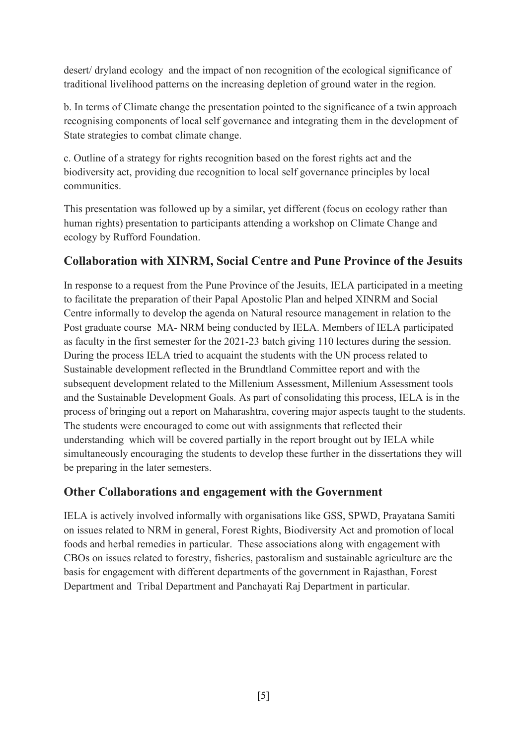desert/ dryland ecology and the impact of non recognition of the ecological significance of traditional livelihood patterns on the increasing depletion of ground water in the region.

b. In terms of Climate change the presentation pointed to the significance of a twin approach recognising components of local self governance and integrating them in the development of State strategies to combat climate change.

c. Outline of a strategy for rights recognition based on the forest rights act and the biodiversity act, providing due recognition to local self governance principles by local communities.

This presentation was followed up by a similar, yet different (focus on ecology rather than human rights) presentation to participants attending a workshop on Climate Change and ecology by Rufford Foundation.

## Collaboration with XINRM, Social Centre and Pune Province of the Jesuits

In response to a request from the Pune Province of the Jesuits, IELA participated in a meeting to facilitate the preparation of their Papal Apostolic Plan and helped XINRM and Social Centre informally to develop the agenda on Natural resource management in relation to the Post graduate course MA- NRM being conducted by IELA. Members of IELA participated as faculty in the first semester for the 2021-23 batch giving 110 lectures during the session. During the process IELA tried to acquaint the students with the UN process related to Sustainable development reflected in the Brundtland Committee report and with the subsequent development related to the Millenium Assessment, Millenium Assessment tools and the Sustainable Development Goals. As part of consolidating this process, IELA is in the process of bringing out a report on Maharashtra, covering major aspects taught to the students. The students were encouraged to come out with assignments that reflected their understanding which will be covered partially in the report brought out by IELA while simultaneously encouraging the students to develop these further in the dissertations they will be preparing in the later semesters.

## Other Collaborations and engagement with the Government

IELA is actively involved informally with organisations like GSS, SPWD, Prayatana Samiti on issues related to NRM in general, Forest Rights, Biodiversity Act and promotion of local foods and herbal remedies in particular. These associations along with engagement with CBOs on issues related to forestry, fisheries, pastoralism and sustainable agriculture are the basis for engagement with different departments of the government in Rajasthan, Forest Department and Tribal Department and Panchayati Raj Department in particular.